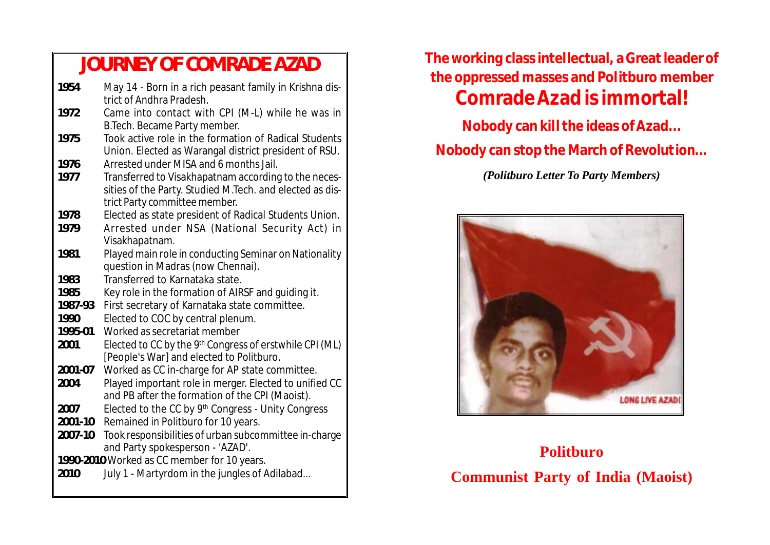# JOURNEY OF COMRADE AZAD

| | |
|---|---|
| **1954** | May 14 - Born in a rich peasant family in Krishna district of Andhra Pradesh. |
| **1972** | Came into contact with CPI (M-L) while he was in B.Tech. Became Party member. |
| **1975** | Took active role in the formation of Radical Students Union. Elected as Warangal district president of RSU. |
| **1976** | Arrested under MISA and 6 months Jail. |
| **1977** | Transferred to Visakhapatnam according to the necessities of the Party. Studied M.Tech. and elected as district Party committee member. |
| **1978** | Elected as state president of Radical Students Union. |
| **1979** | Arrested under NSA (National Security Act) in Visakhapatnam. |
| **1981** | Played main role in conducting Seminar on Nationality question in Madras (now Chennai). |
| **1983** | Transferred to Karnataka state. |
| **1985** | Key role in the formation of AIRSF and guiding it. |
| **1987-93** | First secretary of Karnataka state committee. |
| **1990** | Elected to COC by central plenum. |
| **1995-01** | Worked as secretariat member |
| **2001** | Elected to CC by the 9th Congress of erstwhile CPI (ML) [People's War] and elected to Politburo. |
| **2001-07** | Worked as CC in-charge for AP state committee. |
| **2004** | Played important role in merger. Elected to unified CC and PB after the formation of the CPI (Maoist). |
| **2007** | Elected to the CC by 9th Congress - Unity Congress |
| **2001-10** | Remained in Politburo for 10 years. |
| **2007-10** | Took responsibilities of urban subcommittee in-charge and Party spokesperson - 'AZAD'. |
| **1990-2010** | Worked as CC member for 10 years. |
| **2010** | July 1 - Martyrdom in the jungles of Adilabad... |

**The working class intellectual, a Great leader of the oppressed masses and Politburo member**

# Comrade Azad is immortal!

**Nobody can kill the ideas of Azad...**

**Nobody can stop the March of Revolution...**

***(Politburo Letter To Party Members)***

LONG LIVE AZAD!

**Politburo**

**Communist Party of India (Maoist)**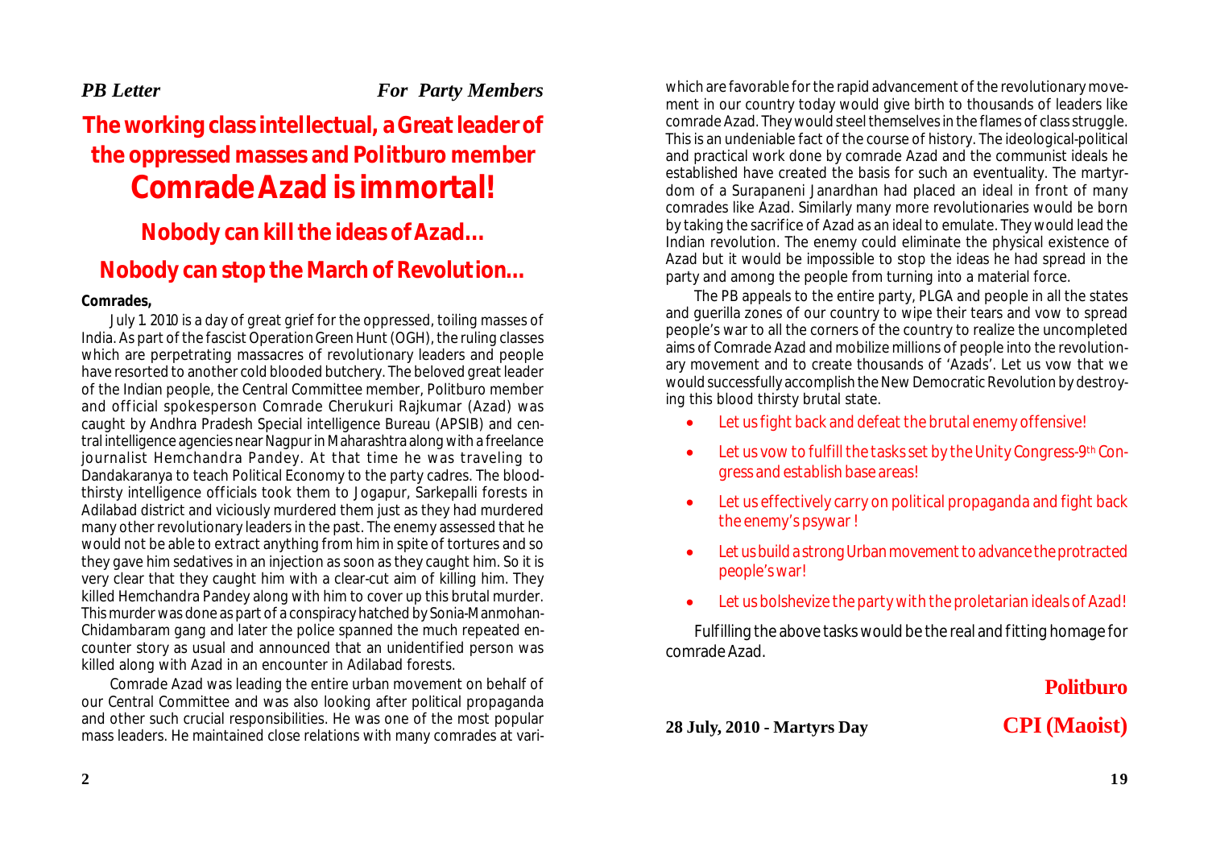*PB Letter* *For Party Members*

# The working class intellectual, a Great leader of the oppressed masses and Politburo member Comrade Azad is immortal!

## Nobody can kill the ideas of Azad...

## Nobody can stop the March of Revolution...

**Comrades,**

July 1. 2010 is a day of great grief for the oppressed, toiling masses of India. As part of the fascist Operation Green Hunt (OGH), the ruling classes which are perpetrating massacres of revolutionary leaders and people have resorted to another cold blooded butchery. The beloved great leader of the Indian people, the Central Committee member, Politburo member and official spokesperson Comrade Cherukuri Rajkumar (Azad) was caught by Andhra Pradesh Special intelligence Bureau (APSIB) and central intelligence agencies near Nagpur in Maharashtra along with a freelance journalist Hemchandra Pandey. At that time he was traveling to Dandakaranya to teach Political Economy to the party cadres. The blood-thirsty intelligence officials took them to Jogapur, Sarkepalli forests in Adilabad district and viciously murdered them just as they had murdered many other revolutionary leaders in the past. The enemy assessed that he would not be able to extract anything from him in spite of tortures and so they gave him sedatives in an injection as soon as they caught him. So it is very clear that they caught him with a clear-cut aim of killing him. They killed Hemchandra Pandey along with him to cover up this brutal murder. This murder was done as part of a conspiracy hatched by Sonia-Manmohan-Chidambaram gang and later the police spanned the much repeated encounter story as usual and announced that an unidentified person was killed along with Azad in an encounter in Adilabad forests.

Comrade Azad was leading the entire urban movement on behalf of our Central Committee and was also looking after political propaganda and other such crucial responsibilities. He was one of the most popular mass leaders. He maintained close relations with many comrades at vari-

which are favorable for the rapid advancement of the revolutionary movement in our country today would give birth to thousands of leaders like comrade Azad. They would steel themselves in the flames of class struggle. This is an undeniable fact of the course of history. The ideological-political and practical work done by comrade Azad and the communist ideals he established have created the basis for such an eventuality. The martyrdom of a Surapaneni Janardhan had placed an ideal in front of many comrades like Azad. Similarly many more revolutionaries would be born by taking the sacrifice of Azad as an ideal to emulate. They would lead the Indian revolution. The enemy could eliminate the physical existence of Azad but it would be impossible to stop the ideas he had spread in the party and among the people from turning into a material force.

The PB appeals to the entire party, PLGA and people in all the states and guerilla zones of our country to wipe their tears and vow to spread people's war to all the corners of the country to realize the uncompleted aims of Comrade Azad and mobilize millions of people into the revolutionary movement and to create thousands of 'Azads'. Let us vow that we would successfully accomplish the New Democratic Revolution by destroying this blood thirsty brutal state.

- Let us fight back and defeat the brutal enemy offensive!
- Let us vow to fulfill the tasks set by the Unity Congress-9th Congress and establish base areas!
- Let us effectively carry on political propaganda and fight back the enemy's psywar !
- Let us build a strong Urban movement to advance the protracted people's war!
- Let us bolshevize the party with the proletarian ideals of Azad!

Fulfilling the above tasks would be the real and fitting homage for comrade Azad.

**Politburo**

**28 July, 2010 - Martyrs Day** **CPI (Maoist)**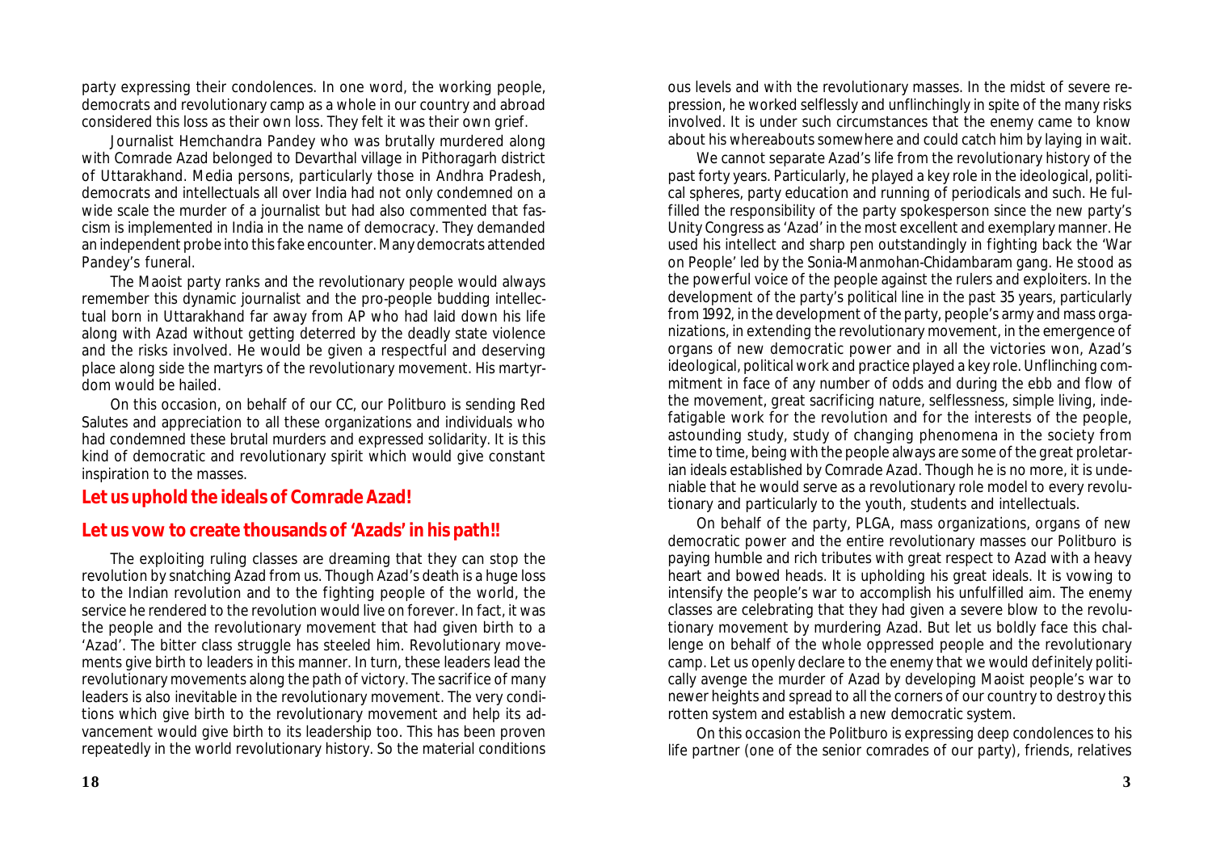party expressing their condolences. In one word, the working people, democrats and revolutionary camp as a whole in our country and abroad considered this loss as their own loss. They felt it was their own grief.

Journalist Hemchandra Pandey who was brutally murdered along with Comrade Azad belonged to Devarthal village in Pithoragarh district of Uttarakhand. Media persons, particularly those in Andhra Pradesh, democrats and intellectuals all over India had not only condemned on a wide scale the murder of a journalist but had also commented that fascism is implemented in India in the name of democracy. They demanded an independent probe into this fake encounter. Many democrats attended Pandey's funeral.

The Maoist party ranks and the revolutionary people would always remember this dynamic journalist and the pro-people budding intellectual born in Uttarakhand far away from AP who had laid down his life along with Azad without getting deterred by the deadly state violence and the risks involved. He would be given a respectful and deserving place along side the martyrs of the revolutionary movement. His martyrdom would be hailed.

On this occasion, on behalf of our CC, our Politburo is sending Red Salutes and appreciation to all these organizations and individuals who had condemned these brutal murders and expressed solidarity. It is this kind of democratic and revolutionary spirit which would give constant inspiration to the masses.

## Let us uphold the ideals of Comrade Azad!

## Let us vow to create thousands of 'Azads' in his path!!

The exploiting ruling classes are dreaming that they can stop the revolution by snatching Azad from us. Though Azad's death is a huge loss to the Indian revolution and to the fighting people of the world, the service he rendered to the revolution would live on forever. In fact, it was the people and the revolutionary movement that had given birth to a 'Azad'. The bitter class struggle has steeled him. Revolutionary movements give birth to leaders in this manner. In turn, these leaders lead the revolutionary movements along the path of victory. The sacrifice of many leaders is also inevitable in the revolutionary movement. The very conditions which give birth to the revolutionary movement and help its advancement would give birth to its leadership too. This has been proven repeatedly in the world revolutionary history. So the material conditions

ous levels and with the revolutionary masses. In the midst of severe repression, he worked selflessly and unflinchingly in spite of the many risks involved. It is under such circumstances that the enemy came to know about his whereabouts somewhere and could catch him by laying in wait.

We cannot separate Azad's life from the revolutionary history of the past forty years. Particularly, he played a key role in the ideological, political spheres, party education and running of periodicals and such. He fulfilled the responsibility of the party spokesperson since the new party's Unity Congress as 'Azad' in the most excellent and exemplary manner. He used his intellect and sharp pen outstandingly in fighting back the 'War on People' led by the Sonia-Manmohan-Chidambaram gang. He stood as the powerful voice of the people against the rulers and exploiters. In the development of the party's political line in the past 35 years, particularly from 1992, in the development of the party, people's army and mass organizations, in extending the revolutionary movement, in the emergence of organs of new democratic power and in all the victories won, Azad's ideological, political work and practice played a key role. Unflinching commitment in face of any number of odds and during the ebb and flow of the movement, great sacrificing nature, selflessness, simple living, indefatigable work for the revolution and for the interests of the people, astounding study, study of changing phenomena in the society from time to time, being with the people always are some of the great proletarian ideals established by Comrade Azad. Though he is no more, it is undeniable that he would serve as a revolutionary role model to every revolutionary and particularly to the youth, students and intellectuals.

On behalf of the party, PLGA, mass organizations, organs of new democratic power and the entire revolutionary masses our Politburo is paying humble and rich tributes with great respect to Azad with a heavy heart and bowed heads. It is upholding his great ideals. It is vowing to intensify the people's war to accomplish his unfulfilled aim. The enemy classes are celebrating that they had given a severe blow to the revolutionary movement by murdering Azad. But let us boldly face this challenge on behalf of the whole oppressed people and the revolutionary camp. Let us openly declare to the enemy that we would definitely politically avenge the murder of Azad by developing Maoist people's war to newer heights and spread to all the corners of our country to destroy this rotten system and establish a new democratic system.

On this occasion the Politburo is expressing deep condolences to his life partner (one of the senior comrades of our party), friends, relatives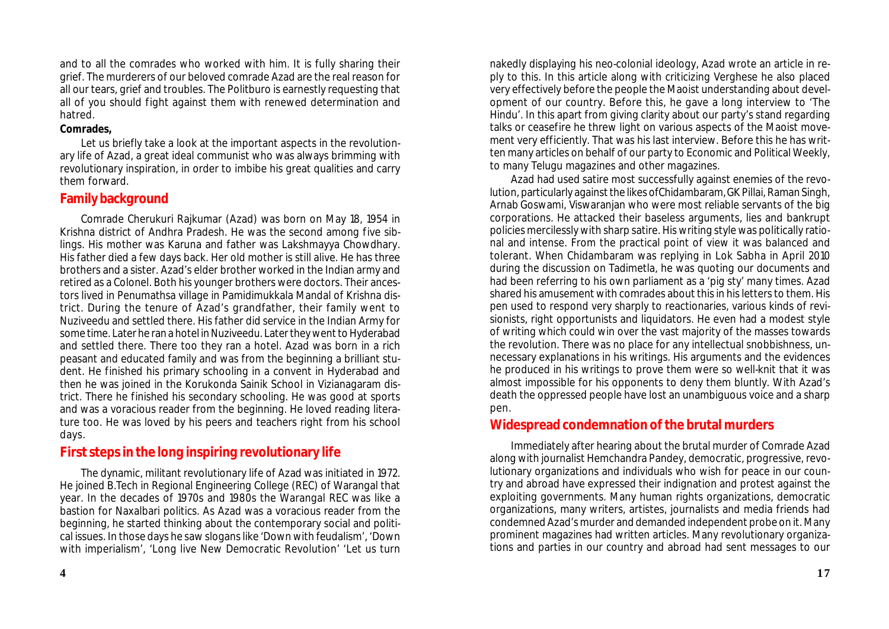and to all the comrades who worked with him. It is fully sharing their grief. The murderers of our beloved comrade Azad are the real reason for all our tears, grief and troubles. The Politburo is earnestly requesting that all of you should fight against them with renewed determination and hatred.

**Comrades,**

Let us briefly take a look at the important aspects in the revolutionary life of Azad, a great ideal communist who was always brimming with revolutionary inspiration, in order to imbibe his great qualities and carry them forward.

## Family background

Comrade Cherukuri Rajkumar (Azad) was born on May 18, 1954 in Krishna district of Andhra Pradesh. He was the second among five siblings. His mother was Karuna and father was Lakshmayya Chowdhary. His father died a few days back. Her old mother is still alive. He has three brothers and a sister. Azad's elder brother worked in the Indian army and retired as a Colonel. Both his younger brothers were doctors. Their ancestors lived in Penumathsa village in Pamidimukkala Mandal of Krishna district. During the tenure of Azad's grandfather, their family went to Nuziveedu and settled there. His father did service in the Indian Army for some time. Later he ran a hotel in Nuziveedu. Later they went to Hyderabad and settled there. There too they ran a hotel. Azad was born in a rich peasant and educated family and was from the beginning a brilliant student. He finished his primary schooling in a convent in Hyderabad and then he was joined in the Korukonda Sainik School in Vizianagaram district. There he finished his secondary schooling. He was good at sports and was a voracious reader from the beginning. He loved reading literature too. He was loved by his peers and teachers right from his school days.

## First steps in the long inspiring revolutionary life

The dynamic, militant revolutionary life of Azad was initiated in 1972. He joined B.Tech in Regional Engineering College (REC) of Warangal that year. In the decades of 1970s and 1980s the Warangal REC was like a bastion for Naxalbari politics. As Azad was a voracious reader from the beginning, he started thinking about the contemporary social and political issues. In those days he saw slogans like 'Down with feudalism', 'Down with imperialism', 'Long live New Democratic Revolution' 'Let us turn

nakedly displaying his neo-colonial ideology, Azad wrote an article in reply to this. In this article along with criticizing Verghese he also placed very effectively before the people the Maoist understanding about development of our country. Before this, he gave a long interview to 'The Hindu'. In this apart from giving clarity about our party's stand regarding talks or ceasefire he threw light on various aspects of the Maoist movement very efficiently. That was his last interview. Before this he has written many articles on behalf of our party to Economic and Political Weekly, to many Telugu magazines and other magazines.

Azad had used satire most successfully against enemies of the revolution, particularly against the likes of Chidambaram, GK Pillai, Raman Singh, Arnab Goswami, Viswaranjan who were most reliable servants of the big corporations. He attacked their baseless arguments, lies and bankrupt policies mercilessly with sharp satire. His writing style was politically rational and intense. From the practical point of view it was balanced and tolerant. When Chidambaram was replying in Lok Sabha in April 2010 during the discussion on Tadimetla, he was quoting our documents and had been referring to his own parliament as a 'pig sty' many times. Azad shared his amusement with comrades about this in his letters to them. His pen used to respond very sharply to reactionaries, various kinds of revisionists, right opportunists and liquidators. He even had a modest style of writing which could win over the vast majority of the masses towards the revolution. There was no place for any intellectual snobbishness, unnecessary explanations in his writings. His arguments and the evidences he produced in his writings to prove them were so well-knit that it was almost impossible for his opponents to deny them bluntly. With Azad's death the oppressed people have lost an unambiguous voice and a sharp pen.

## Widespread condemnation of the brutal murders

Immediately after hearing about the brutal murder of Comrade Azad along with journalist Hemchandra Pandey, democratic, progressive, revolutionary organizations and individuals who wish for peace in our country and abroad have expressed their indignation and protest against the exploiting governments. Many human rights organizations, democratic organizations, many writers, artistes, journalists and media friends had condemned Azad's murder and demanded independent probe on it. Many prominent magazines had written articles. Many revolutionary organizations and parties in our country and abroad had sent messages to our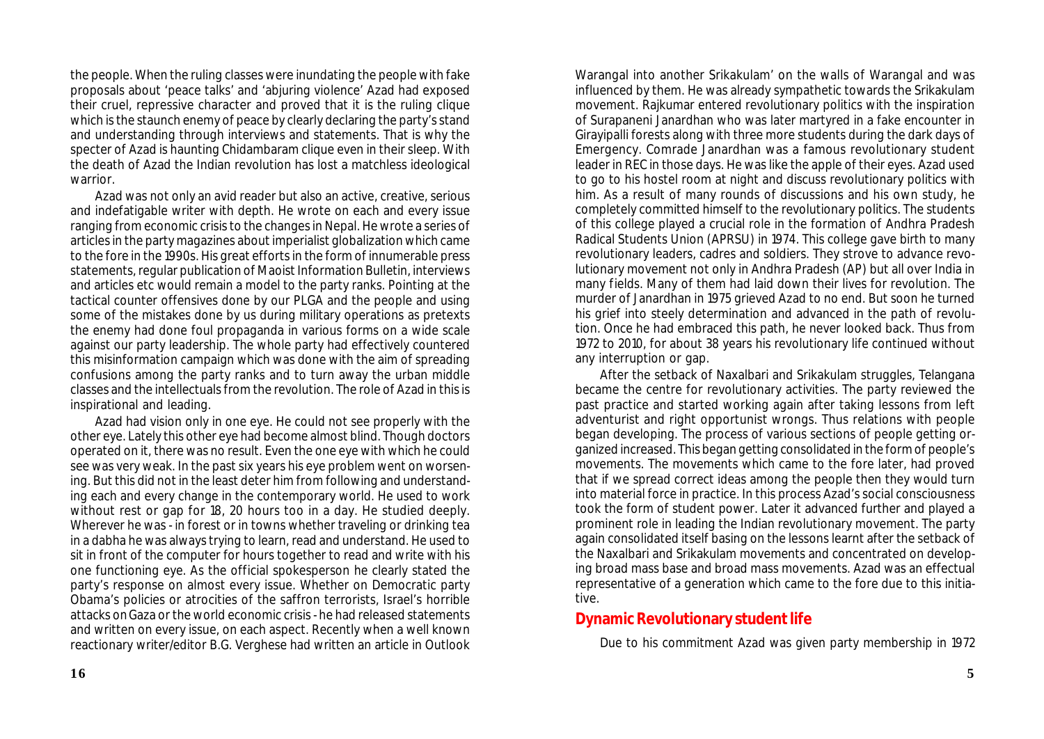the people. When the ruling classes were inundating the people with fake proposals about 'peace talks' and 'abjuring violence' Azad had exposed their cruel, repressive character and proved that it is the ruling clique which is the staunch enemy of peace by clearly declaring the party's stand and understanding through interviews and statements. That is why the specter of Azad is haunting Chidambaram clique even in their sleep. With the death of Azad the Indian revolution has lost a matchless ideological warrior.

Azad was not only an avid reader but also an active, creative, serious and indefatigable writer with depth. He wrote on each and every issue ranging from economic crisis to the changes in Nepal. He wrote a series of articles in the party magazines about imperialist globalization which came to the fore in the 1990s. His great efforts in the form of innumerable press statements, regular publication of Maoist Information Bulletin, interviews and articles etc would remain a model to the party ranks. Pointing at the tactical counter offensives done by our PLGA and the people and using some of the mistakes done by us during military operations as pretexts the enemy had done foul propaganda in various forms on a wide scale against our party leadership. The whole party had effectively countered this misinformation campaign which was done with the aim of spreading confusions among the party ranks and to turn away the urban middle classes and the intellectuals from the revolution. The role of Azad in this is inspirational and leading.

Azad had vision only in one eye. He could not see properly with the other eye. Lately this other eye had become almost blind. Though doctors operated on it, there was no result. Even the one eye with which he could see was very weak. In the past six years his eye problem went on worsening. But this did not in the least deter him from following and understanding each and every change in the contemporary world. He used to work without rest or gap for 18, 20 hours too in a day. He studied deeply. Wherever he was - in forest or in towns whether traveling or drinking tea in a dabha he was always trying to learn, read and understand. He used to sit in front of the computer for hours together to read and write with his one functioning eye. As the official spokesperson he clearly stated the party's response on almost every issue. Whether on Democratic party Obama's policies or atrocities of the saffron terrorists, Israel's horrible attacks on Gaza or the world economic crisis - he had released statements and written on every issue, on each aspect. Recently when a well known reactionary writer/editor B.G. Verghese had written an article in Outlook

Warangal into another Srikakulam' on the walls of Warangal and was influenced by them. He was already sympathetic towards the Srikakulam movement. Rajkumar entered revolutionary politics with the inspiration of Surapaneni Janardhan who was later martyred in a fake encounter in Girayipalli forests along with three more students during the dark days of Emergency. Comrade Janardhan was a famous revolutionary student leader in REC in those days. He was like the apple of their eyes. Azad used to go to his hostel room at night and discuss revolutionary politics with him. As a result of many rounds of discussions and his own study, he completely committed himself to the revolutionary politics. The students of this college played a crucial role in the formation of Andhra Pradesh Radical Students Union (APRSU) in 1974. This college gave birth to many revolutionary leaders, cadres and soldiers. They strove to advance revolutionary movement not only in Andhra Pradesh (AP) but all over India in many fields. Many of them had laid down their lives for revolution. The murder of Janardhan in 1975 grieved Azad to no end. But soon he turned his grief into steely determination and advanced in the path of revolution. Once he had embraced this path, he never looked back. Thus from 1972 to 2010, for about 38 years his revolutionary life continued without any interruption or gap.

After the setback of Naxalbari and Srikakulam struggles, Telangana became the centre for revolutionary activities. The party reviewed the past practice and started working again after taking lessons from left adventurist and right opportunist wrongs. Thus relations with people began developing. The process of various sections of people getting organized increased. This began getting consolidated in the form of people's movements. The movements which came to the fore later, had proved that if we spread correct ideas among the people then they would turn into material force in practice. In this process Azad's social consciousness took the form of student power. Later it advanced further and played a prominent role in leading the Indian revolutionary movement. The party again consolidated itself basing on the lessons learnt after the setback of the Naxalbari and Srikakulam movements and concentrated on developing broad mass base and broad mass movements. Azad was an effectual representative of a generation which came to the fore due to this initiative.

## Dynamic Revolutionary student life

Due to his commitment Azad was given party membership in 1972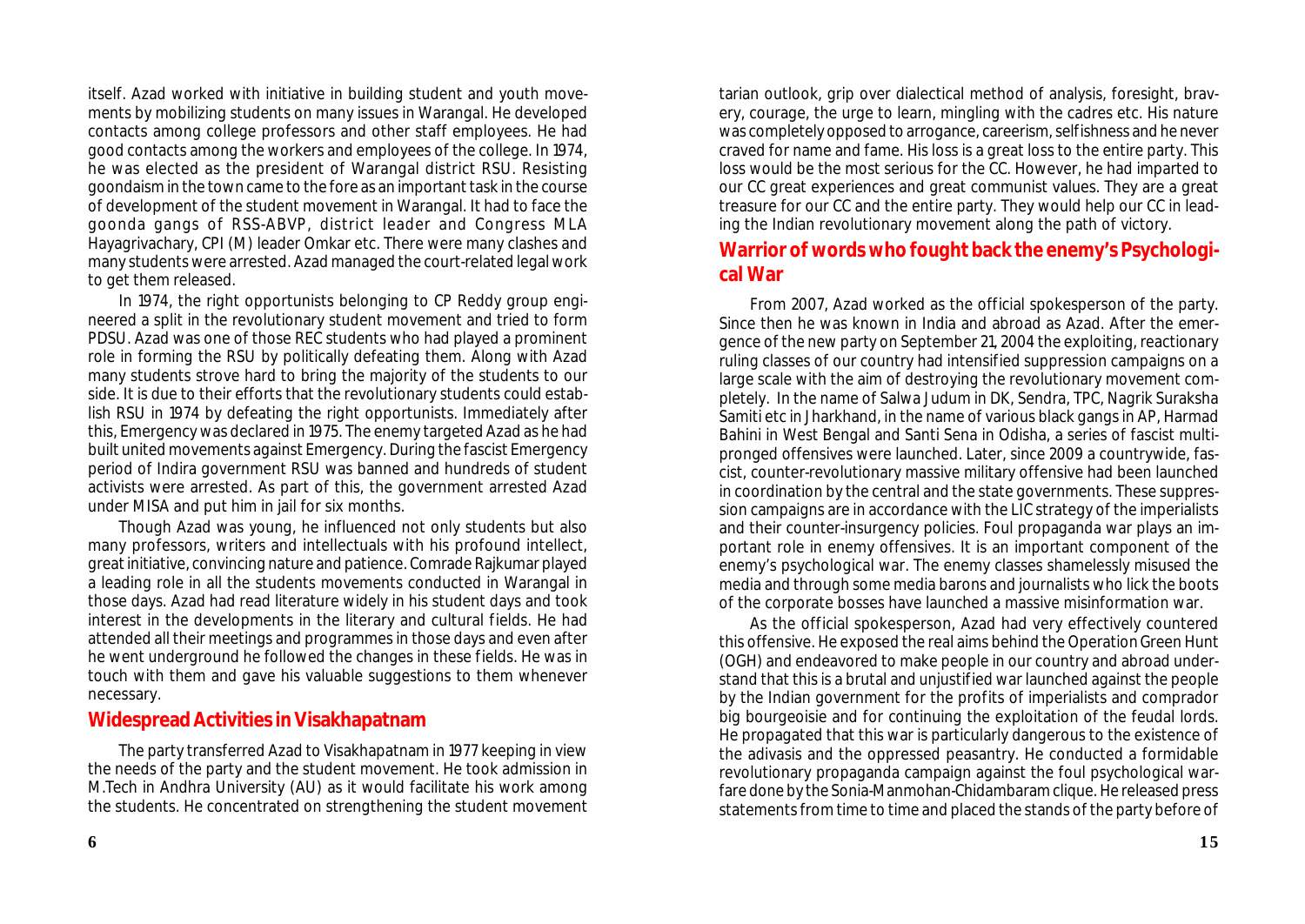itself. Azad worked with initiative in building student and youth movements by mobilizing students on many issues in Warangal. He developed contacts among college professors and other staff employees. He had good contacts among the workers and employees of the college. In 1974, he was elected as the president of Warangal district RSU. Resisting goondaism in the town came to the fore as an important task in the course of development of the student movement in Warangal. It had to face the goonda gangs of RSS-ABVP, district leader and Congress MLA Hayagrivachary, CPI (M) leader Omkar etc. There were many clashes and many students were arrested. Azad managed the court-related legal work to get them released.

In 1974, the right opportunists belonging to CP Reddy group engineered a split in the revolutionary student movement and tried to form PDSU. Azad was one of those REC students who had played a prominent role in forming the RSU by politically defeating them. Along with Azad many students strove hard to bring the majority of the students to our side. It is due to their efforts that the revolutionary students could establish RSU in 1974 by defeating the right opportunists. Immediately after this, Emergency was declared in 1975. The enemy targeted Azad as he had built united movements against Emergency. During the fascist Emergency period of Indira government RSU was banned and hundreds of student activists were arrested. As part of this, the government arrested Azad under MISA and put him in jail for six months.

Though Azad was young, he influenced not only students but also many professors, writers and intellectuals with his profound intellect, great initiative, convincing nature and patience. Comrade Rajkumar played a leading role in all the students movements conducted in Warangal in those days. Azad had read literature widely in his student days and took interest in the developments in the literary and cultural fields. He had attended all their meetings and programmes in those days and even after he went underground he followed the changes in these fields. He was in touch with them and gave his valuable suggestions to them whenever necessary.

## Widespread Activities in Visakhapatnam

The party transferred Azad to Visakhapatnam in 1977 keeping in view the needs of the party and the student movement. He took admission in M.Tech in Andhra University (AU) as it would facilitate his work among the students. He concentrated on strengthening the student movement

tarian outlook, grip over dialectical method of analysis, foresight, bravery, courage, the urge to learn, mingling with the cadres etc. His nature was completely opposed to arrogance, careerism, selfishness and he never craved for name and fame. His loss is a great loss to the entire party. This loss would be the most serious for the CC. However, he had imparted to our CC great experiences and great communist values. They are a great treasure for our CC and the entire party. They would help our CC in leading the Indian revolutionary movement along the path of victory.

## Warrior of words who fought back the enemy's Psychological War

From 2007, Azad worked as the official spokesperson of the party. Since then he was known in India and abroad as Azad. After the emergence of the new party on September 21, 2004 the exploiting, reactionary ruling classes of our country had intensified suppression campaigns on a large scale with the aim of destroying the revolutionary movement completely. In the name of Salwa Judum in DK, Sendra, TPC, Nagrik Suraksha Samiti etc in Jharkhand, in the name of various black gangs in AP, Harmad Bahini in West Bengal and Santi Sena in Odisha, a series of fascist multi-pronged offensives were launched. Later, since 2009 a countrywide, fascist, counter-revolutionary massive military offensive had been launched in coordination by the central and the state governments. These suppression campaigns are in accordance with the LIC strategy of the imperialists and their counter-insurgency policies. Foul propaganda war plays an important role in enemy offensives. It is an important component of the enemy's psychological war. The enemy classes shamelessly misused the media and through some media barons and journalists who lick the boots of the corporate bosses have launched a massive misinformation war.

As the official spokesperson, Azad had very effectively countered this offensive. He exposed the real aims behind the Operation Green Hunt (OGH) and endeavored to make people in our country and abroad understand that this is a brutal and unjustified war launched against the people by the Indian government for the profits of imperialists and comprador big bourgeoisie and for continuing the exploitation of the feudal lords. He propagated that this war is particularly dangerous to the existence of the adivasis and the oppressed peasantry. He conducted a formidable revolutionary propaganda campaign against the foul psychological warfare done by the Sonia-Manmohan-Chidambaram clique. He released press statements from time to time and placed the stands of the party before of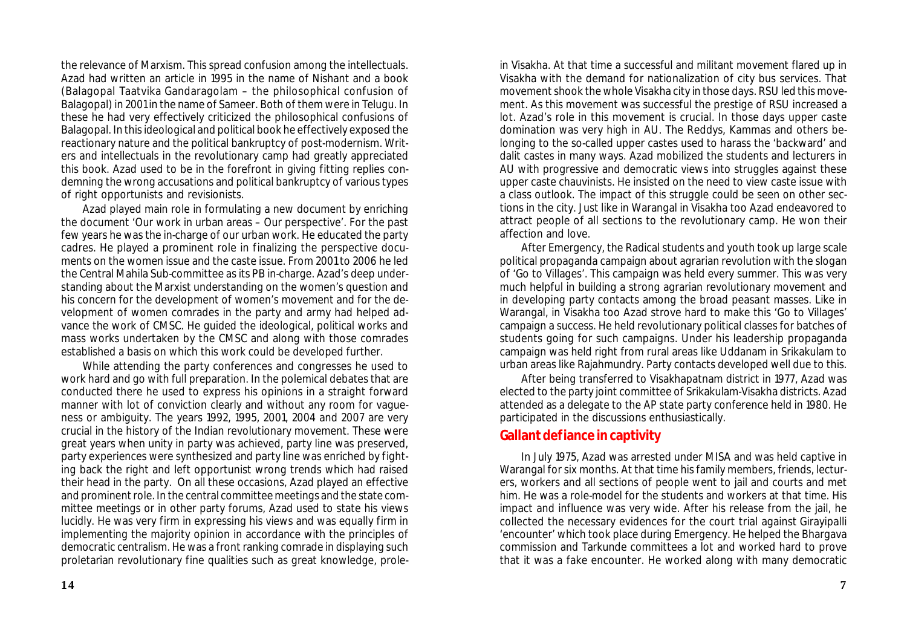the relevance of Marxism. This spread confusion among the intellectuals. Azad had written an article in 1995 in the name of Nishant and a book (Balagopal Taatvika Gandaragolam – the philosophical confusion of Balagopal) in 2001 in the name of Sameer. Both of them were in Telugu. In these he had very effectively criticized the philosophical confusions of Balagopal. In this ideological and political book he effectively exposed the reactionary nature and the political bankruptcy of post-modernism. Writers and intellectuals in the revolutionary camp had greatly appreciated this book. Azad used to be in the forefront in giving fitting replies condemning the wrong accusations and political bankruptcy of various types of right opportunists and revisionists.

Azad played main role in formulating a new document by enriching the document 'Our work in urban areas – Our perspective'. For the past few years he was the in-charge of our urban work. He educated the party cadres. He played a prominent role in finalizing the perspective documents on the women issue and the caste issue. From 2001 to 2006 he led the Central Mahila Sub-committee as its PB in-charge. Azad's deep understanding about the Marxist understanding on the women's question and his concern for the development of women's movement and for the development of women comrades in the party and army had helped advance the work of CMSC. He guided the ideological, political works and mass works undertaken by the CMSC and along with those comrades established a basis on which this work could be developed further.

While attending the party conferences and congresses he used to work hard and go with full preparation. In the polemical debates that are conducted there he used to express his opinions in a straight forward manner with lot of conviction clearly and without any room for vagueness or ambiguity. The years 1992, 1995, 2001, 2004 and 2007 are very crucial in the history of the Indian revolutionary movement. These were great years when unity in party was achieved, party line was preserved, party experiences were synthesized and party line was enriched by fighting back the right and left opportunist wrong trends which had raised their head in the party. On all these occasions, Azad played an effective and prominent role. In the central committee meetings and the state committee meetings or in other party forums, Azad used to state his views lucidly. He was very firm in expressing his views and was equally firm in implementing the majority opinion in accordance with the principles of democratic centralism. He was a front ranking comrade in displaying such proletarian revolutionary fine qualities such as great knowledge, prole-

in Visakha. At that time a successful and militant movement flared up in Visakha with the demand for nationalization of city bus services. That movement shook the whole Visakha city in those days. RSU led this movement. As this movement was successful the prestige of RSU increased a lot. Azad's role in this movement is crucial. In those days upper caste domination was very high in AU. The Reddys, Kammas and others belonging to the so-called upper castes used to harass the 'backward' and dalit castes in many ways. Azad mobilized the students and lecturers in AU with progressive and democratic views into struggles against these upper caste chauvinists. He insisted on the need to view caste issue with a class outlook. The impact of this struggle could be seen on other sections in the city. Just like in Warangal in Visakha too Azad endeavored to attract people of all sections to the revolutionary camp. He won their affection and love.

After Emergency, the Radical students and youth took up large scale political propaganda campaign about agrarian revolution with the slogan of 'Go to Villages'. This campaign was held every summer. This was very much helpful in building a strong agrarian revolutionary movement and in developing party contacts among the broad peasant masses. Like in Warangal, in Visakha too Azad strove hard to make this 'Go to Villages' campaign a success. He held revolutionary political classes for batches of students going for such campaigns. Under his leadership propaganda campaign was held right from rural areas like Uddanam in Srikakulam to urban areas like Rajahmundry. Party contacts developed well due to this.

After being transferred to Visakhapatnam district in 1977, Azad was elected to the party joint committee of Srikakulam-Visakha districts. Azad attended as a delegate to the AP state party conference held in 1980. He participated in the discussions enthusiastically.

## Gallant defiance in captivity

In July 1975, Azad was arrested under MISA and was held captive in Warangal for six months. At that time his family members, friends, lecturers, workers and all sections of people went to jail and courts and met him. He was a role-model for the students and workers at that time. His impact and influence was very wide. After his release from the jail, he collected the necessary evidences for the court trial against Girayipalli 'encounter' which took place during Emergency. He helped the Bhargava commission and Tarkunde committees a lot and worked hard to prove that it was a fake encounter. He worked along with many democratic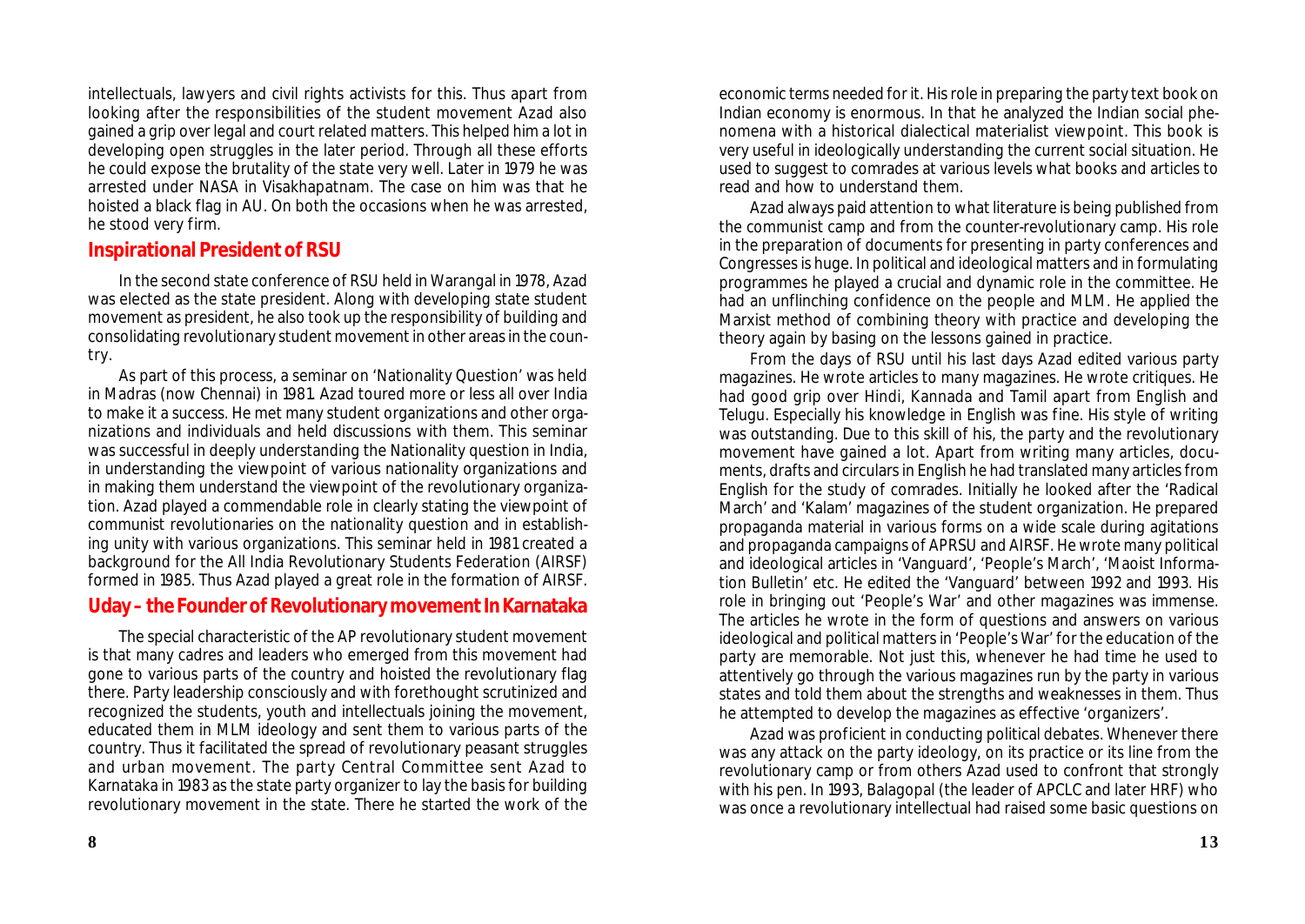intellectuals, lawyers and civil rights activists for this. Thus apart from looking after the responsibilities of the student movement Azad also gained a grip over legal and court related matters. This helped him a lot in developing open struggles in the later period. Through all these efforts he could expose the brutality of the state very well. Later in 1979 he was arrested under NASA in Visakhapatnam. The case on him was that he hoisted a black flag in AU. On both the occasions when he was arrested, he stood very firm.

## Inspirational President of RSU

In the second state conference of RSU held in Warangal in 1978, Azad was elected as the state president. Along with developing state student movement as president, he also took up the responsibility of building and consolidating revolutionary student movement in other areas in the country.

As part of this process, a seminar on 'Nationality Question' was held in Madras (now Chennai) in 1981. Azad toured more or less all over India to make it a success. He met many student organizations and other organizations and individuals and held discussions with them. This seminar was successful in deeply understanding the Nationality question in India, in understanding the viewpoint of various nationality organizations and in making them understand the viewpoint of the revolutionary organization. Azad played a commendable role in clearly stating the viewpoint of communist revolutionaries on the nationality question and in establishing unity with various organizations. This seminar held in 1981 created a background for the All India Revolutionary Students Federation (AIRSF) formed in 1985. Thus Azad played a great role in the formation of AIRSF.

## Uday – the Founder of Revolutionary movement In Karnataka

The special characteristic of the AP revolutionary student movement is that many cadres and leaders who emerged from this movement had gone to various parts of the country and hoisted the revolutionary flag there. Party leadership consciously and with forethought scrutinized and recognized the students, youth and intellectuals joining the movement, educated them in MLM ideology and sent them to various parts of the country. Thus it facilitated the spread of revolutionary peasant struggles and urban movement. The party Central Committee sent Azad to Karnataka in 1983 as the state party organizer to lay the basis for building revolutionary movement in the state. There he started the work of the

economic terms needed for it. His role in preparing the party text book on Indian economy is enormous. In that he analyzed the Indian social phenomena with a historical dialectical materialist viewpoint. This book is very useful in ideologically understanding the current social situation. He used to suggest to comrades at various levels what books and articles to read and how to understand them.

Azad always paid attention to what literature is being published from the communist camp and from the counter-revolutionary camp. His role in the preparation of documents for presenting in party conferences and Congresses is huge. In political and ideological matters and in formulating programmes he played a crucial and dynamic role in the committee. He had an unflinching confidence on the people and MLM. He applied the Marxist method of combining theory with practice and developing the theory again by basing on the lessons gained in practice.

From the days of RSU until his last days Azad edited various party magazines. He wrote articles to many magazines. He wrote critiques. He had good grip over Hindi, Kannada and Tamil apart from English and Telugu. Especially his knowledge in English was fine. His style of writing was outstanding. Due to this skill of his, the party and the revolutionary movement have gained a lot. Apart from writing many articles, documents, drafts and circulars in English he had translated many articles from English for the study of comrades. Initially he looked after the 'Radical March' and 'Kalam' magazines of the student organization. He prepared propaganda material in various forms on a wide scale during agitations and propaganda campaigns of APRSU and AIRSF. He wrote many political and ideological articles in 'Vanguard', 'People's March', 'Maoist Information Bulletin' etc. He edited the 'Vanguard' between 1992 and 1993. His role in bringing out 'People's War' and other magazines was immense. The articles he wrote in the form of questions and answers on various ideological and political matters in 'People's War' for the education of the party are memorable. Not just this, whenever he had time he used to attentively go through the various magazines run by the party in various states and told them about the strengths and weaknesses in them. Thus he attempted to develop the magazines as effective 'organizers'.

Azad was proficient in conducting political debates. Whenever there was any attack on the party ideology, on its practice or its line from the revolutionary camp or from others Azad used to confront that strongly with his pen. In 1993, Balagopal (the leader of APCLC and later HRF) who was once a revolutionary intellectual had raised some basic questions on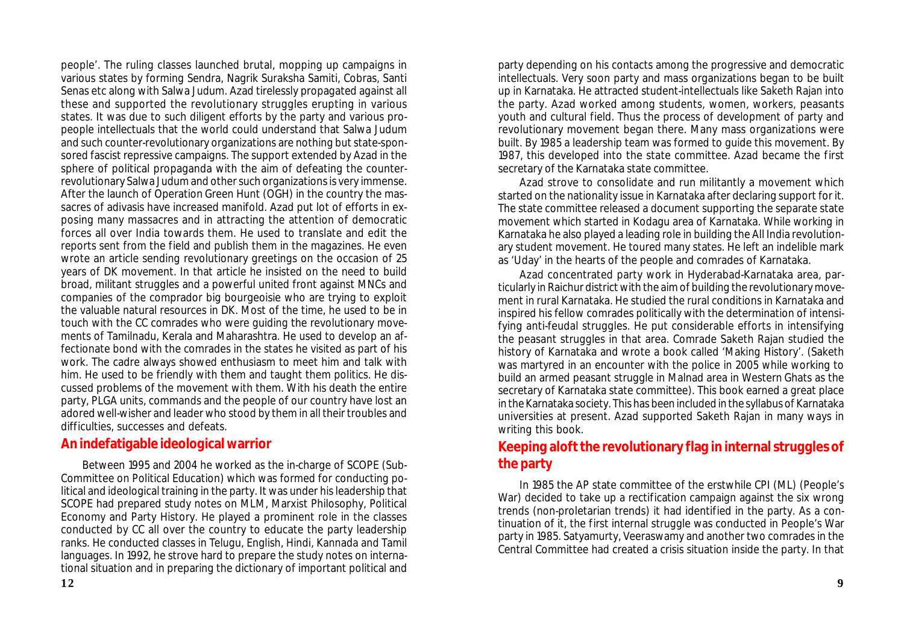people'. The ruling classes launched brutal, mopping up campaigns in various states by forming Sendra, Nagrik Suraksha Samiti, Cobras, Santi Senas etc along with Salwa Judum. Azad tirelessly propagated against all these and supported the revolutionary struggles erupting in various states. It was due to such diligent efforts by the party and various pro-people intellectuals that the world could understand that Salwa Judum and such counter-revolutionary organizations are nothing but state-sponsored fascist repressive campaigns. The support extended by Azad in the sphere of political propaganda with the aim of defeating the counter-revolutionary Salwa Judum and other such organizations is very immense. After the launch of Operation Green Hunt (OGH) in the country the massacres of adivasis have increased manifold. Azad put lot of efforts in exposing many massacres and in attracting the attention of democratic forces all over India towards them. He used to translate and edit the reports sent from the field and publish them in the magazines. He even wrote an article sending revolutionary greetings on the occasion of 25 years of DK movement. In that article he insisted on the need to build broad, militant struggles and a powerful united front against MNCs and companies of the comprador big bourgeoisie who are trying to exploit the valuable natural resources in DK. Most of the time, he used to be in touch with the CC comrades who were guiding the revolutionary movements of Tamilnadu, Kerala and Maharashtra. He used to develop an affectionate bond with the comrades in the states he visited as part of his work. The cadre always showed enthusiasm to meet him and talk with him. He used to be friendly with them and taught them politics. He discussed problems of the movement with them. With his death the entire party, PLGA units, commands and the people of our country have lost an adored well-wisher and leader who stood by them in all their troubles and difficulties, successes and defeats.

## An indefatigable ideological warrior

Between 1995 and 2004 he worked as the in-charge of SCOPE (Sub-Committee on Political Education) which was formed for conducting political and ideological training in the party. It was under his leadership that SCOPE had prepared study notes on MLM, Marxist Philosophy, Political Economy and Party History. He played a prominent role in the classes conducted by CC all over the country to educate the party leadership ranks. He conducted classes in Telugu, English, Hindi, Kannada and Tamil languages. In 1992, he strove hard to prepare the study notes on international situation and in preparing the dictionary of important political and

party depending on his contacts among the progressive and democratic intellectuals. Very soon party and mass organizations began to be built up in Karnataka. He attracted student-intellectuals like Saketh Rajan into the party. Azad worked among students, women, workers, peasants youth and cultural field. Thus the process of development of party and revolutionary movement began there. Many mass organizations were built. By 1985 a leadership team was formed to guide this movement. By 1987, this developed into the state committee. Azad became the first secretary of the Karnataka state committee.

Azad strove to consolidate and run militantly a movement which started on the nationality issue in Karnataka after declaring support for it. The state committee released a document supporting the separate state movement which started in Kodagu area of Karnataka. While working in Karnataka he also played a leading role in building the All India revolutionary student movement. He toured many states. He left an indelible mark as 'Uday' in the hearts of the people and comrades of Karnataka.

Azad concentrated party work in Hyderabad-Karnataka area, particularly in Raichur district with the aim of building the revolutionary movement in rural Karnataka. He studied the rural conditions in Karnataka and inspired his fellow comrades politically with the determination of intensifying anti-feudal struggles. He put considerable efforts in intensifying the peasant struggles in that area. Comrade Saketh Rajan studied the history of Karnataka and wrote a book called 'Making History'. (Saketh was martyred in an encounter with the police in 2005 while working to build an armed peasant struggle in Malnad area in Western Ghats as the secretary of Karnataka state committee). This book earned a great place in the Karnataka society. This has been included in the syllabus of Karnataka universities at present. Azad supported Saketh Rajan in many ways in writing this book.

## Keeping aloft the revolutionary flag in internal struggles of the party

In 1985 the AP state committee of the erstwhile CPI (ML) (People's War) decided to take up a rectification campaign against the six wrong trends (non-proletarian trends) it had identified in the party. As a continuation of it, the first internal struggle was conducted in People's War party in 1985. Satyamurty, Veeraswamy and another two comrades in the Central Committee had created a crisis situation inside the party. In that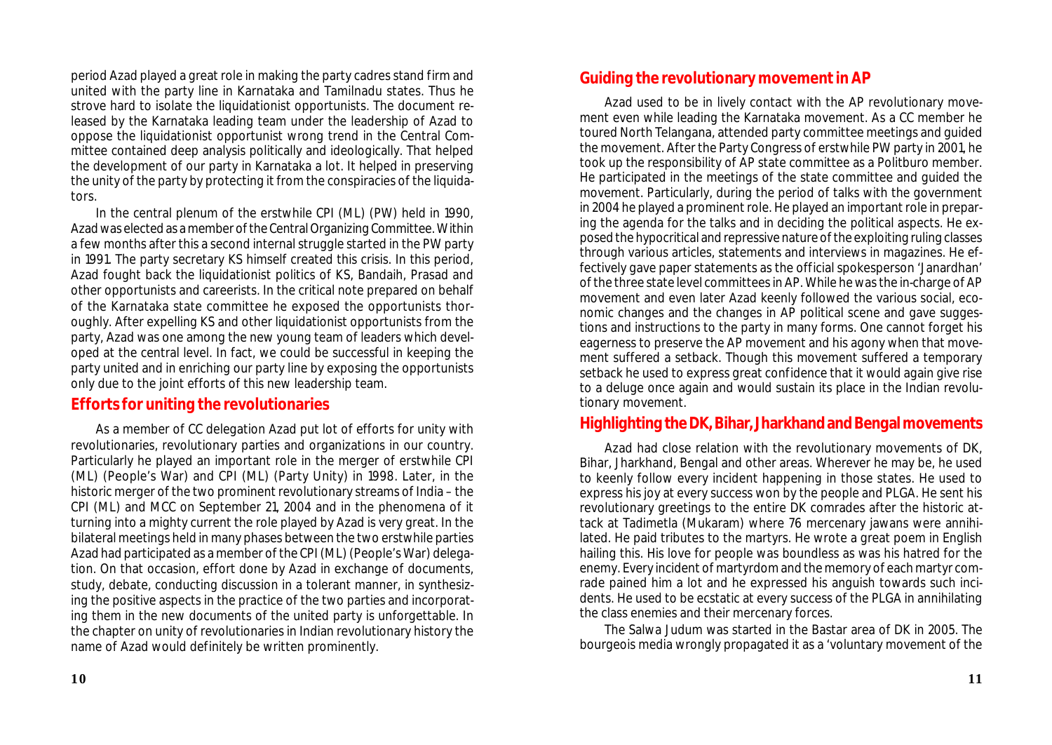period Azad played a great role in making the party cadres stand firm and united with the party line in Karnataka and Tamilnadu states. Thus he strove hard to isolate the liquidationist opportunists. The document released by the Karnataka leading team under the leadership of Azad to oppose the liquidationist opportunist wrong trend in the Central Committee contained deep analysis politically and ideologically. That helped the development of our party in Karnataka a lot. It helped in preserving the unity of the party by protecting it from the conspiracies of the liquidators.

In the central plenum of the erstwhile CPI (ML) (PW) held in 1990, Azad was elected as a member of the Central Organizing Committee. Within a few months after this a second internal struggle started in the PW party in 1991. The party secretary KS himself created this crisis. In this period, Azad fought back the liquidationist politics of KS, Bandaih, Prasad and other opportunists and careerists. In the critical note prepared on behalf of the Karnataka state committee he exposed the opportunists thoroughly. After expelling KS and other liquidationist opportunists from the party, Azad was one among the new young team of leaders which developed at the central level. In fact, we could be successful in keeping the party united and in enriching our party line by exposing the opportunists only due to the joint efforts of this new leadership team.

## Efforts for uniting the revolutionaries

As a member of CC delegation Azad put lot of efforts for unity with revolutionaries, revolutionary parties and organizations in our country. Particularly he played an important role in the merger of erstwhile CPI (ML) (People's War) and CPI (ML) (Party Unity) in 1998. Later, in the historic merger of the two prominent revolutionary streams of India – the CPI (ML) and MCC on September 21, 2004 and in the phenomena of it turning into a mighty current the role played by Azad is very great. In the bilateral meetings held in many phases between the two erstwhile parties Azad had participated as a member of the CPI (ML) (People's War) delegation. On that occasion, effort done by Azad in exchange of documents, study, debate, conducting discussion in a tolerant manner, in synthesizing the positive aspects in the practice of the two parties and incorporating them in the new documents of the united party is unforgettable. In the chapter on unity of revolutionaries in Indian revolutionary history the name of Azad would definitely be written prominently.

## Guiding the revolutionary movement in AP

Azad used to be in lively contact with the AP revolutionary movement even while leading the Karnataka movement. As a CC member he toured North Telangana, attended party committee meetings and guided the movement. After the Party Congress of erstwhile PW party in 2001, he took up the responsibility of AP state committee as a Politburo member. He participated in the meetings of the state committee and guided the movement. Particularly, during the period of talks with the government in 2004 he played a prominent role. He played an important role in preparing the agenda for the talks and in deciding the political aspects. He exposed the hypocritical and repressive nature of the exploiting ruling classes through various articles, statements and interviews in magazines. He effectively gave paper statements as the official spokesperson 'Janardhan' of the three state level committees in AP. While he was the in-charge of AP movement and even later Azad keenly followed the various social, economic changes and the changes in AP political scene and gave suggestions and instructions to the party in many forms. One cannot forget his eagerness to preserve the AP movement and his agony when that movement suffered a setback. Though this movement suffered a temporary setback he used to express great confidence that it would again give rise to a deluge once again and would sustain its place in the Indian revolutionary movement.

## Highlighting the DK, Bihar, Jharkhand and Bengal movements

Azad had close relation with the revolutionary movements of DK, Bihar, Jharkhand, Bengal and other areas. Wherever he may be, he used to keenly follow every incident happening in those states. He used to express his joy at every success won by the people and PLGA. He sent his revolutionary greetings to the entire DK comrades after the historic attack at Tadimetla (Mukaram) where 76 mercenary jawans were annihilated. He paid tributes to the martyrs. He wrote a great poem in English hailing this. His love for people was boundless as was his hatred for the enemy. Every incident of martyrdom and the memory of each martyr comrade pained him a lot and he expressed his anguish towards such incidents. He used to be ecstatic at every success of the PLGA in annihilating the class enemies and their mercenary forces.

The Salwa Judum was started in the Bastar area of DK in 2005. The bourgeois media wrongly propagated it as a 'voluntary movement of the